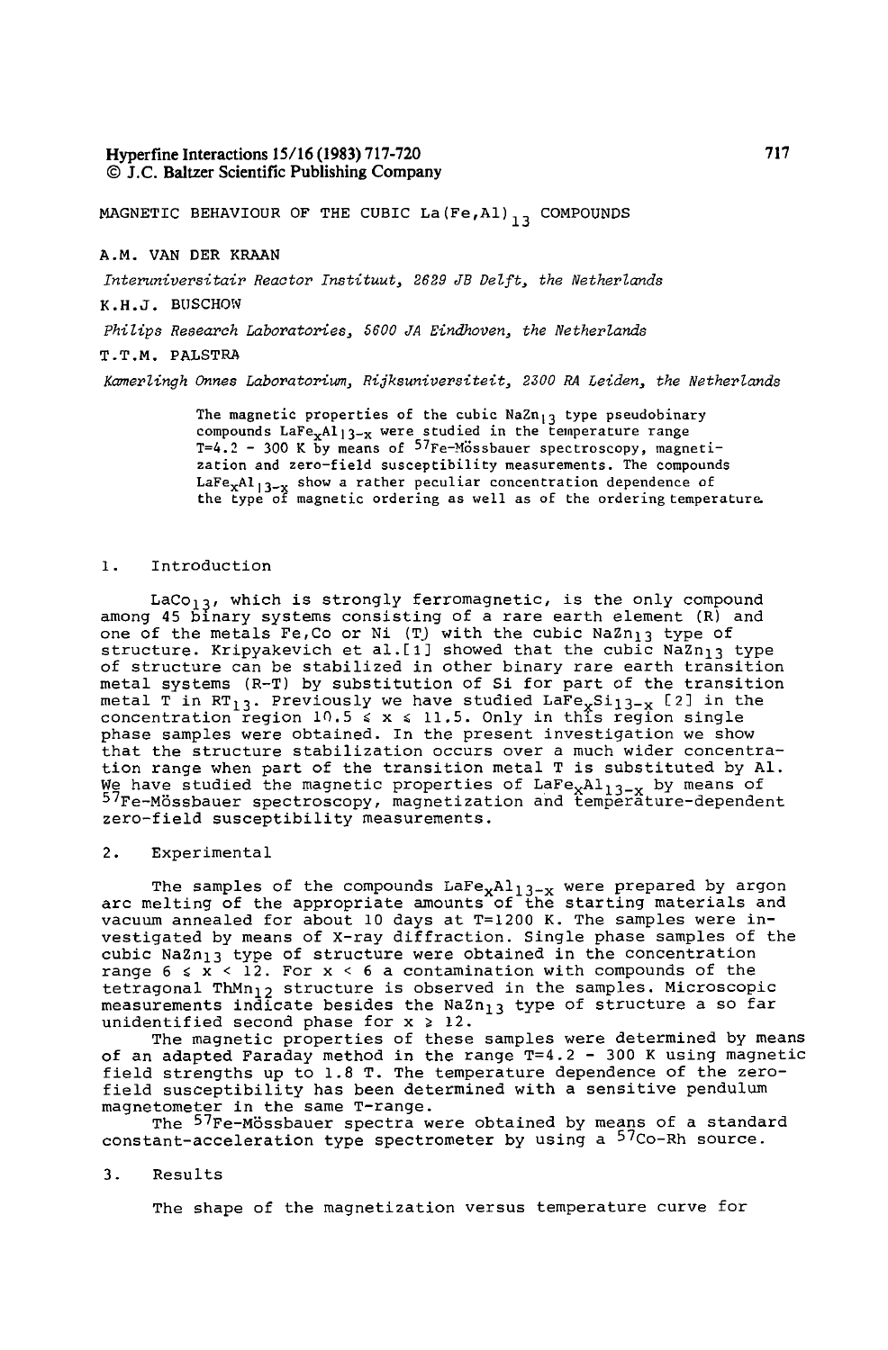# MAGNETIC BEHAVIOUR OF THE CUBIC $La(Fe,Al)_{13}$ COMPOUNDS

A.M. VAN DER KRAAN

*Interuniversitair Reactor Instituut, 2629 JB Delft, the Netherlands*

K.H.J. BUSCHOW

*Philips Research Laboratories, 5600 JA Eindhoven, the Netherlands*

T.T.M. PALSTRA

*Kamerlingh Onnes Laboratorium, Rijksuniversiteit, 2300 RA Leiden, the Netherlands*

The magnetic properties of the cubic $NaZn_{13}$ type pseudobinary compounds $LaFe_xAl_{13-x}$ were studied in the temperature range T=4.2 - 300 K by means of $^{57}$Fe-Mössbauer spectroscopy, magnetization and zero-field susceptibility measurements. The compounds $LaFe_xAl_{13-x}$ show a rather peculiar concentration dependence of the type of magnetic ordering as well as of the ordering temperature.

## 1. Introduction

$LaCo_{13}$, which is strongly ferromagnetic, is the only compound among 45 binary systems consisting of a rare earth element (R) and one of the metals Fe,Co or Ni (T) with the cubic $NaZn_{13}$ type of structure. Kripyakevich et al.[1] showed that the cubic $NaZn_{13}$ type of structure can be stabilized in other binary rare earth transition metal systems (R-T) by substitution of Si for part of the transition metal T in $RT_{13}$. Previously we have studied $LaFe_xSi_{13-x}$ [2] in the concentration region $10.5 \leq x \leq 11.5$. Only in this region single phase samples were obtained. In the present investigation we show that the structure stabilization occurs over a much wider concentration range when part of the transition metal T is substituted by Al. We have studied the magnetic properties of $LaFe_xAl_{13-x}$ by means of $^{57}$Fe-Mössbauer spectroscopy, magnetization and temperature-dependent zero-field susceptibility measurements.

## 2. Experimental

The samples of the compounds $LaFe_xAl_{13-x}$ were prepared by argon arc melting of the appropriate amounts of the starting materials and vacuum annealed for about 10 days at T=1200 K. The samples were investigated by means of X-ray diffraction. Single phase samples of the cubic $NaZn_{13}$ type of structure were obtained in the concentration range $6 \leq x < 12$. For $x < 6$ a contamination with compounds of the tetragonal $ThMn_{12}$ structure is observed in the samples. Microscopic measurements indicate besides the $NaZn_{13}$ type of structure a so far unidentified second phase for $x \geq 12$.

The magnetic properties of these samples were determined by means of an adapted Faraday method in the range T=4.2 - 300 K using magnetic field strengths up to 1.8 T. The temperature dependence of the zero-field susceptibility has been determined with a sensitive pendulum magnetometer in the same T-range.

The $^{57}$Fe-Mössbauer spectra were obtained by means of a standard constant-acceleration type spectrometer by using a $^{57}$Co-Rh source.

## 3. Results

The shape of the magnetization versus temperature curve for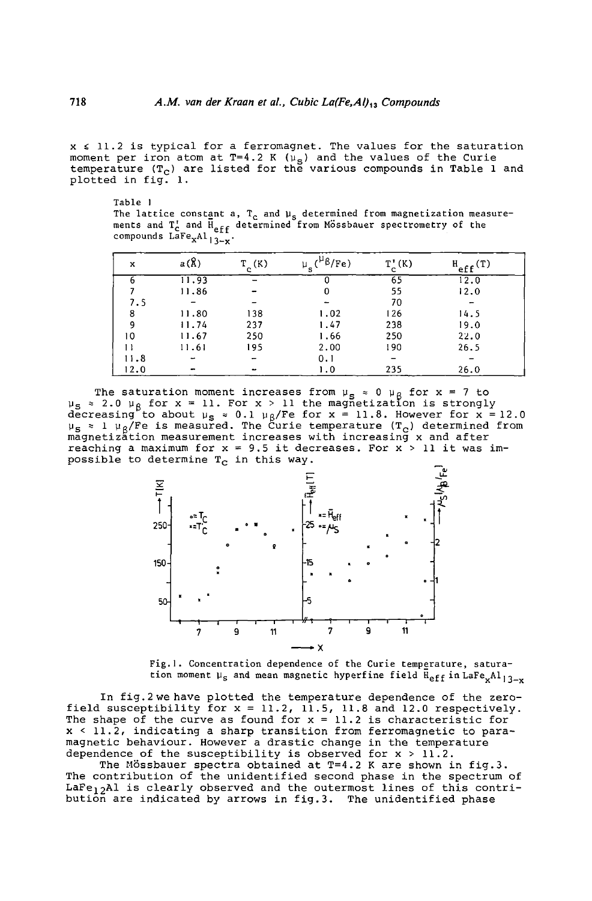$x \leq 11.2$ is typical for a ferromagnet. The values for the saturation moment per iron atom at T=4.2 K ($\mu_s$) and the values of the Curie temperature ($T_C$) are listed for the various compounds in Table 1 and plotted in fig. 1.

Table 1
The lattice constant a, $T_c$ and $\mu_s$ determined from magnetization measurements and $T_c'$ and $\bar{H}_{eff}$ determined from Mössbauer spectrometry of the compounds $LaFe_xAl_{13-x}$.

| x | a(Å) | $T_c$(K) | $\mu_s$($\mu_\beta$/Fe) | $T_c'$(K) | $H_{eff}$(T) |
|---|---|---|---|---|---|
| 6 | 11.93 | – | 0 | 65 | 12.0 |
| 7 | 11.86 | – | 0 | 55 | 12.0 |
| 7.5 | – | – | – | 70 | – |
| 8 | 11.80 | 138 | 1.02 | 126 | 14.5 |
| 9 | 11.74 | 237 | 1.47 | 238 | 19.0 |
| 10 | 11.67 | 250 | 1.66 | 250 | 22.0 |
| 11 | 11.61 | 195 | 2.00 | 190 | 26.5 |
| 11.8 | – | – | 0.1 | – | – |
| 12.0 | – | – | 1.0 | 235 | 26.0 |

The saturation moment increases from $\mu_s \approx 0\ \mu_\beta$ for x = 7 to $\mu_s \approx 2.0\ \mu_\beta$ for x = 11. For x > 11 the magnetization is strongly decreasing to about $\mu_s \approx 0.1\ \mu_\beta$/Fe for x = 11.8. However for x = 12.0 $\mu_s \approx 1\ \mu_\beta$/Fe is measured. The Curie temperature ($T_C$) determined from magnetization measurement increases with increasing x and after reaching a maximum for x = 9.5 it decreases. For x > 11 it was impossible to determine $T_C$ in this way.

Fig. 1. Concentration dependence of the Curie temperature, saturation moment $\mu_s$ and mean magnetic hyperfine field $\bar{H}_{eff}$ in $LaFe_xAl_{13-x}$

In fig. 2 we have plotted the temperature dependence of the zero-field susceptibility for x = 11.2, 11.5, 11.8 and 12.0 respectively. The shape of the curve as found for x = 11.2 is characteristic for x < 11.2, indicating a sharp transition from ferromagnetic to paramagnetic behaviour. However a drastic change in the temperature dependence of the susceptibility is observed for x > 11.2.

The Mössbauer spectra obtained at T=4.2 K are shown in fig. 3. The contribution of the unidentified second phase in the spectrum of $LaFe_{12}Al$ is clearly observed and the outermost lines of this contribution are indicated by arrows in fig. 3. The unidentified phase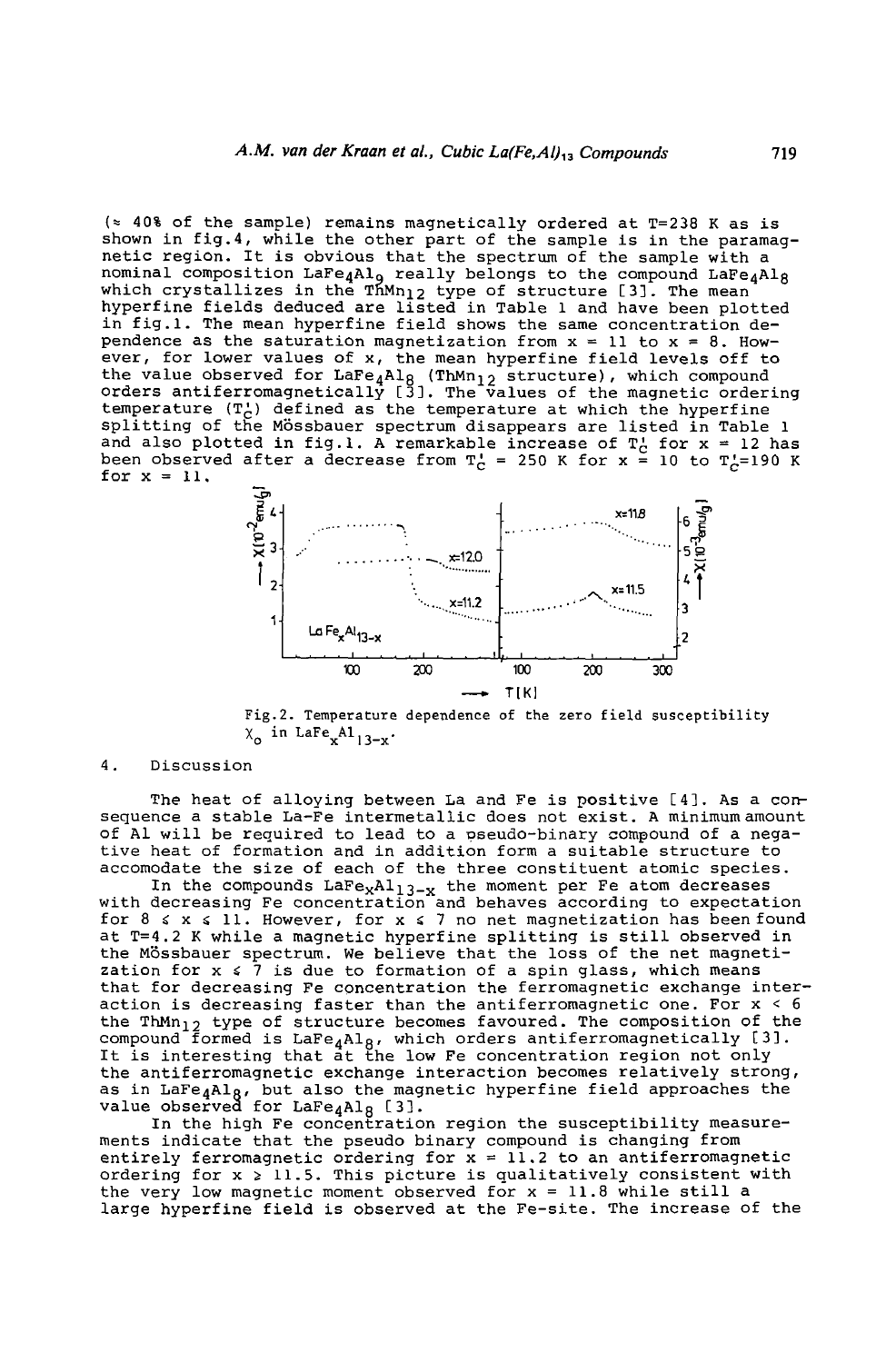(≈ 40% of the sample) remains magnetically ordered at T=238 K as is shown in fig.4, while the other part of the sample is in the paramagnetic region. It is obvious that the spectrum of the sample with a nominal composition $LaFe_4Al_9$ really belongs to the compound $LaFe_4Al_8$ which crystallizes in the $ThMn_{12}$ type of structure [3]. The mean hyperfine fields deduced are listed in Table 1 and have been plotted in fig.1. The mean hyperfine field shows the same concentration dependence as the saturation magnetization from x = 11 to x = 8. However, for lower values of x, the mean hyperfine field levels off to the value observed for $LaFe_4Al_8$ ($ThMn_{12}$ structure), which compound orders antiferromagnetically [3]. The values of the magnetic ordering temperature ($T_C'$) defined as the temperature at which the hyperfine splitting of the Mössbauer spectrum disappears are listed in Table 1 and also plotted in fig.1. A remarkable increase of $T_C'$ for x = 12 has been observed after a decrease from $T_C'$ = 250 K for x = 10 to $T_C'$=190 K for x = 11.

Fig.2. Temperature dependence of the zero field susceptibility $\chi_0$ in $LaFe_xAl_{13-x}$.

## 4. Discussion

The heat of alloying between La and Fe is positive [4]. As a consequence a stable La-Fe intermetallic does not exist. A minimum amount of Al will be required to lead to a pseudo-binary compound of a negative heat of formation and in addition form a suitable structure to accomodate the size of each of the three constituent atomic species.

In the compounds $LaFe_xAl_{13-x}$ the moment per Fe atom decreases with decreasing Fe concentration and behaves according to expectation for $8 \leq x \leq 11$. However, for $x \leq 7$ no net magnetization has been found at T=4.2 K while a magnetic hyperfine splitting is still observed in the Mössbauer spectrum. We believe that the loss of the net magnetization for $x \leq 7$ is due to formation of a spin glass, which means that for decreasing Fe concentration the ferromagnetic exchange interaction is decreasing faster than the antiferromagnetic one. For $x < 6$ the $ThMn_{12}$ type of structure becomes favoured. The composition of the compound formed is $LaFe_4Al_8$, which orders antiferromagnetically [3]. It is interesting that at the low Fe concentration region not only the antiferromagnetic exchange interaction becomes relatively strong, as in $LaFe_4Al_8$, but also the magnetic hyperfine field approaches the value observed for $LaFe_4Al_8$ [3].

In the high Fe concentration region the susceptibility measurements indicate that the pseudo binary compound is changing from entirely ferromagnetic ordering for x = 11.2 to an antiferromagnetic ordering for $x \geq 11.5$. This picture is qualitatively consistent with the very low magnetic moment observed for x = 11.8 while still a large hyperfine field is observed at the Fe-site. The increase of the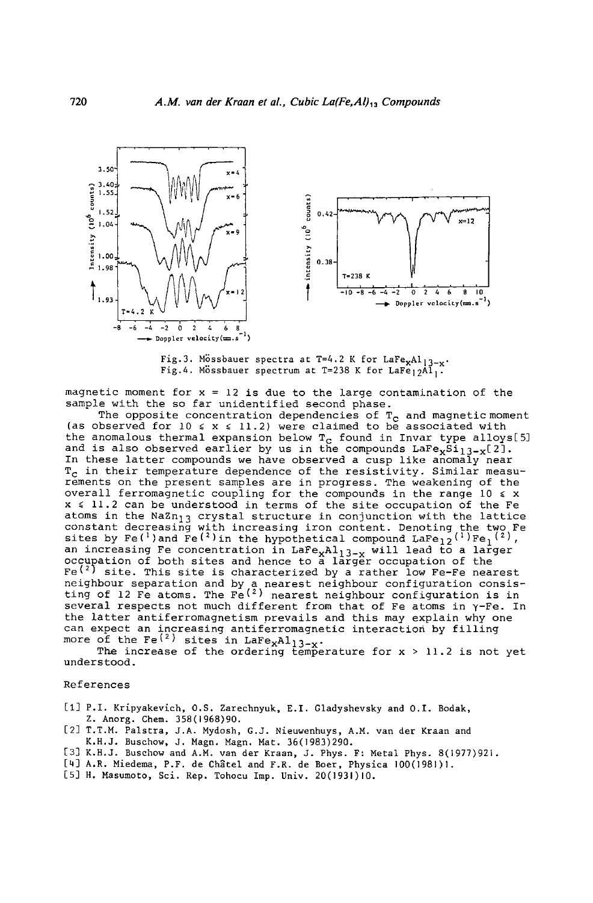3.50
3.40
1.55
1.52
1.04
1.00
1.98
1.93

Intensity ($10^6$ counts)

x=4
x=6
x=9
x=12

T=4.2 K

-8 -6 -4 -2 0 2 4 6 8

Doppler velocity($mm.s^{-1}$)

0.42
0.38

intensity ($10^6$ counts)

x=12

T=238 K

-10 -8 -6 -4 -2 0 2 4 6 8 10

Doppler velocity($mm.s^{-1}$)

Fig.3. Mössbauer spectra at T=4.2 K for $LaFe_xAl_{13-x}$.
Fig.4. Mössbauer spectrum at T=238 K for $LaFe_{12}Al_1$.

magnetic moment for x = 12 is due to the large contamination of the sample with the so far unidentified second phase.

The opposite concentration dependencies of $T_C$ and magnetic moment (as observed for $10 \leq x \leq 11.2$) were claimed to be associated with the anomalous thermal expansion below $T_C$ found in Invar type alloys[5] and is also observed earlier by us in the compounds $LaFe_xSi_{13-x}$[2]. In these latter compounds we have observed a cusp like anomaly near $T_C$ in their temperature dependence of the resistivity. Similar measurements on the present samples are in progress. The weakening of the overall ferromagnetic coupling for the compounds in the range $10 \leq x \leq 11.2$ can be understood in terms of the site occupation of the Fe atoms in the $NaZn_{13}$ crystal structure in conjunction with the lattice constant decreasing with increasing iron content. Denoting the two Fe sites by $Fe^{(1)}$ and $Fe^{(2)}$ in the hypothetical compound $LaFe_{12}^{(1)}Fe_1^{(2)}$, an increasing Fe concentration in $LaFe_xAl_{13-x}$ will lead to a larger occupation of both sites and hence to a larger occupation of the $Fe^{(2)}$ site. This site is characterized by a rather low Fe-Fe nearest neighbour separation and by a nearest neighbour configuration consisting of 12 Fe atoms. The $Fe^{(2)}$ nearest neighbour configuration is in several respects not much different from that of Fe atoms in γ-Fe. In the latter antiferromagnetism prevails and this may explain why one can expect an increasing antiferromagnetic interaction by filling more of the $Fe^{(2)}$ sites in $LaFe_xAl_{13-x}$.

The increase of the ordering temperature for x > 11.2 is not yet understood.

## References

[1] P.I. Kripyakevich, O.S. Zarechnyuk, E.I. Gladyshevsky and O.I. Bodak, Z. Anorg. Chem. 358(1968)90.

[2] T.T.M. Palstra, J.A. Mydosh, G.J. Nieuwenhuys, A.M. van der Kraan and K.H.J. Buschow, J. Magn. Magn. Mat. 36(1983)290.

[3] K.H.J. Buschow and A.M. van der Kraan, J. Phys. F: Metal Phys. 8(1977)921.

[4] A.R. Miedema, P.F. de Châtel and F.R. de Boer, Physica 100(1981)1.

[5] H. Masumoto, Sci. Rep. Tohocu Imp. Univ. 20(1931)10.